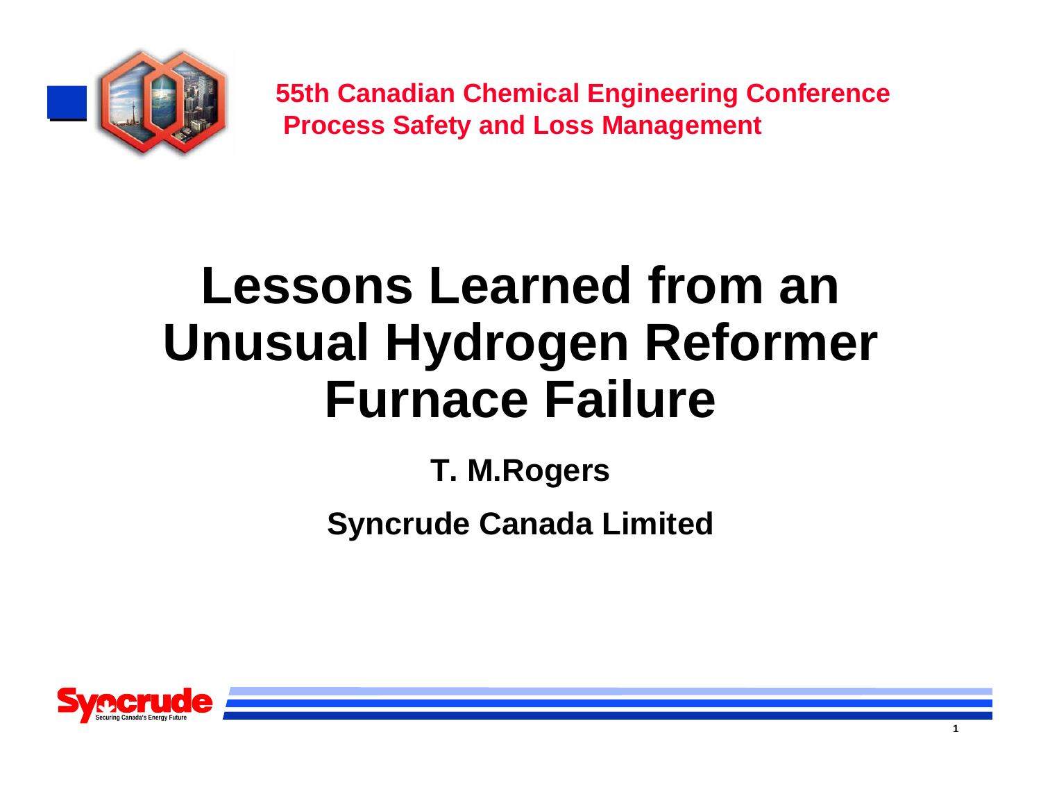**55th Canadian Chemical Engineering Conference**
**Process Safety and Loss Management**

# Lessons Learned from an Unusual Hydrogen Reformer Furnace Failure

**T. M.Rogers**

**Syncrude Canada Limited**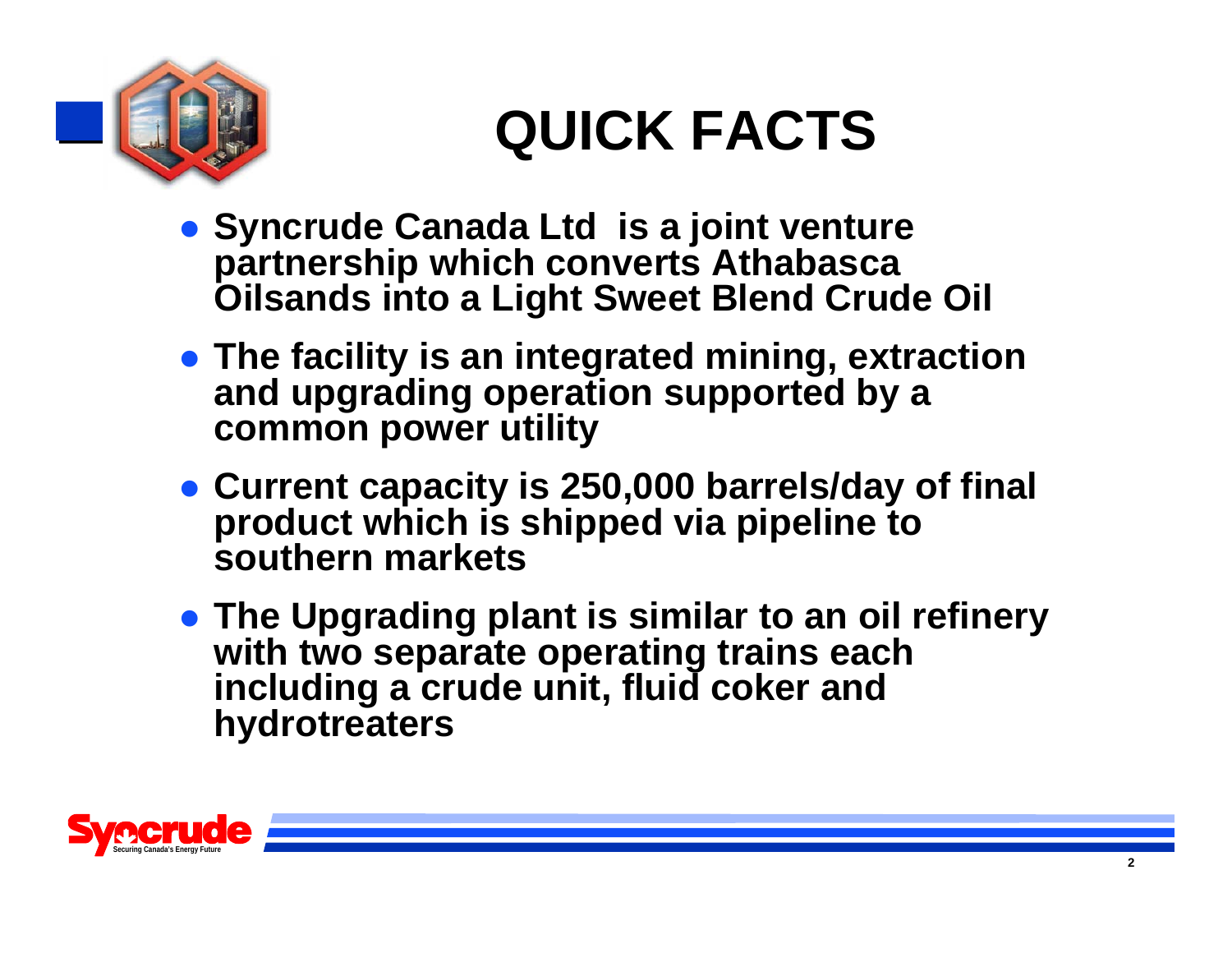# QUICK FACTS

- Syncrude Canada Ltd  is a joint venture partnership which converts Athabasca Oilsands into a Light Sweet Blend Crude Oil
- The facility is an integrated mining, extraction and upgrading operation supported by a common power utility
- Current capacity is 250,000 barrels/day of final product which is shipped via pipeline to southern markets
- The Upgrading plant is similar to an oil refinery with two separate operating trains each including a crude unit, fluid coker and hydrotreaters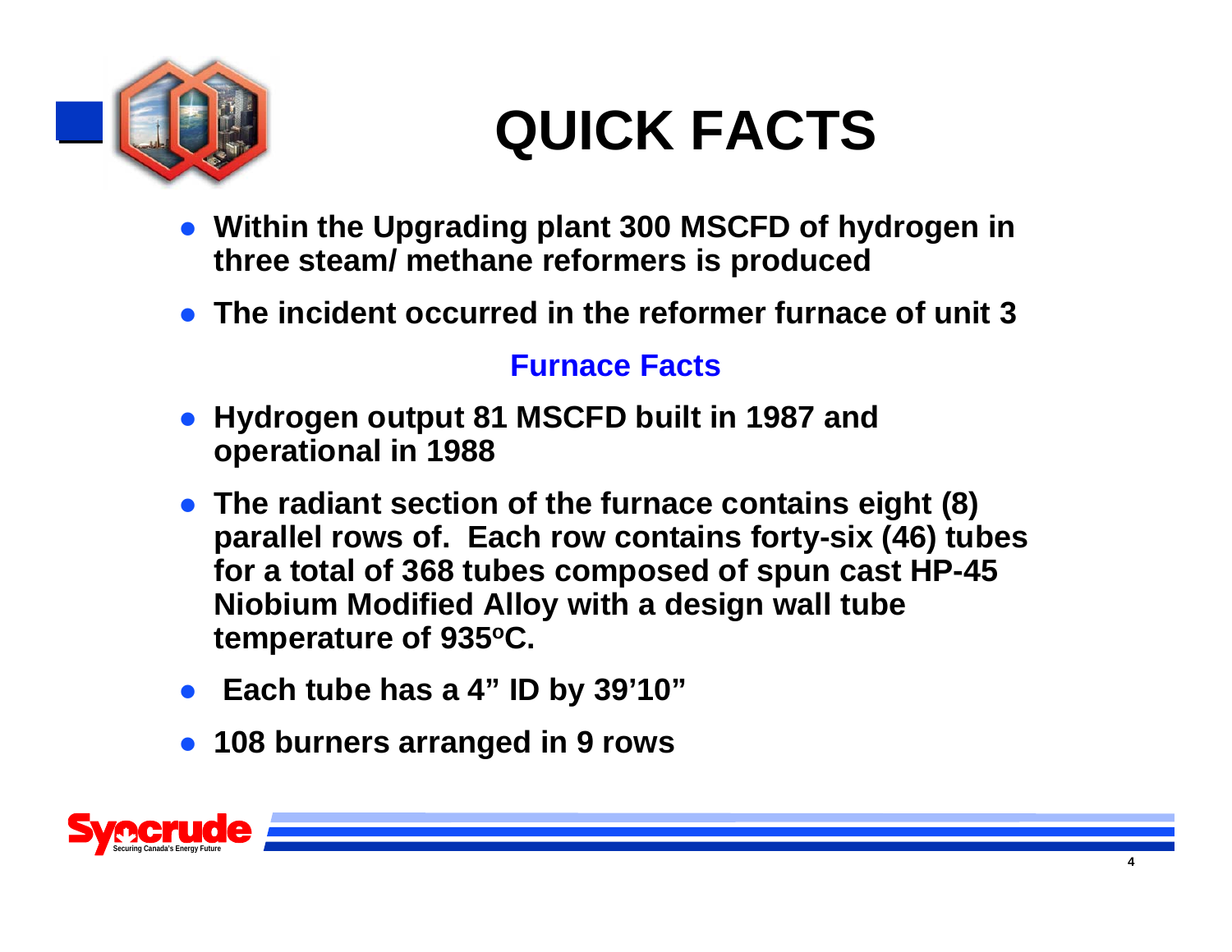# QUICK FACTS

- Within the Upgrading plant 300 MSCFD of hydrogen in three steam/ methane reformers is produced
- The incident occurred in the reformer furnace of unit 3

## Furnace Facts

- Hydrogen output 81 MSCFD built in 1987 and operational in 1988
- The radiant section of the furnace contains eight (8) parallel rows of. Each row contains forty-six (46) tubes for a total of 368 tubes composed of spun cast HP-45 Niobium Modified Alloy with a design wall tube temperature of 935°C.
- Each tube has a 4" ID by 39'10"
- 108 burners arranged in 9 rows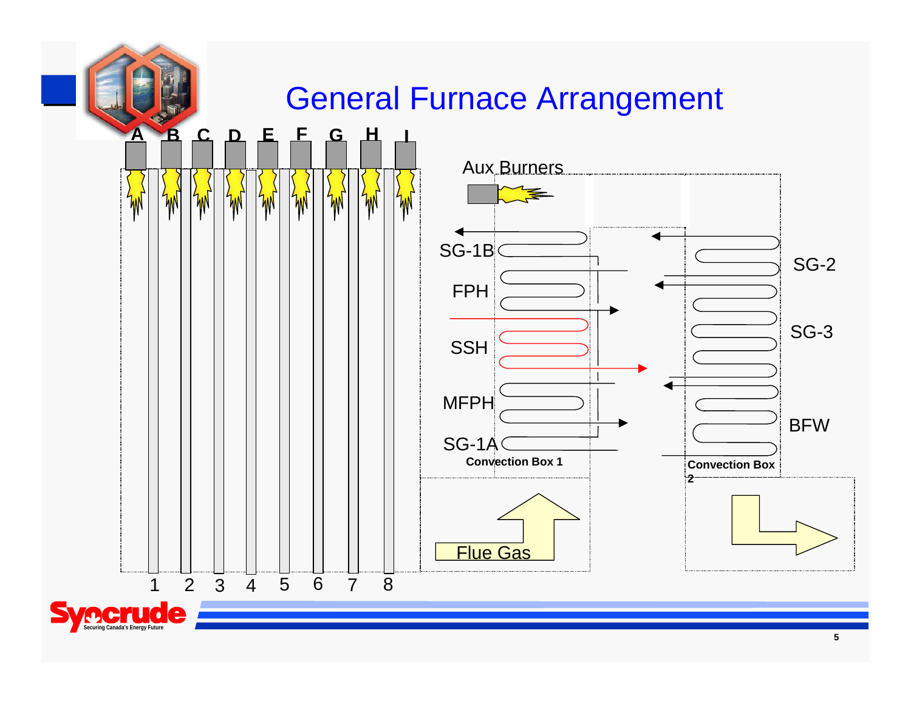# General Furnace Arrangement

A B C D E F G H I

1 2 3 4 5 6 7 8

Aux Burners

SG-1B

FPH

SSH

MFPH

SG-1A

**Convection Box 1**

SG-2

SG-3

BFW

**Convection Box 2**

Flue Gas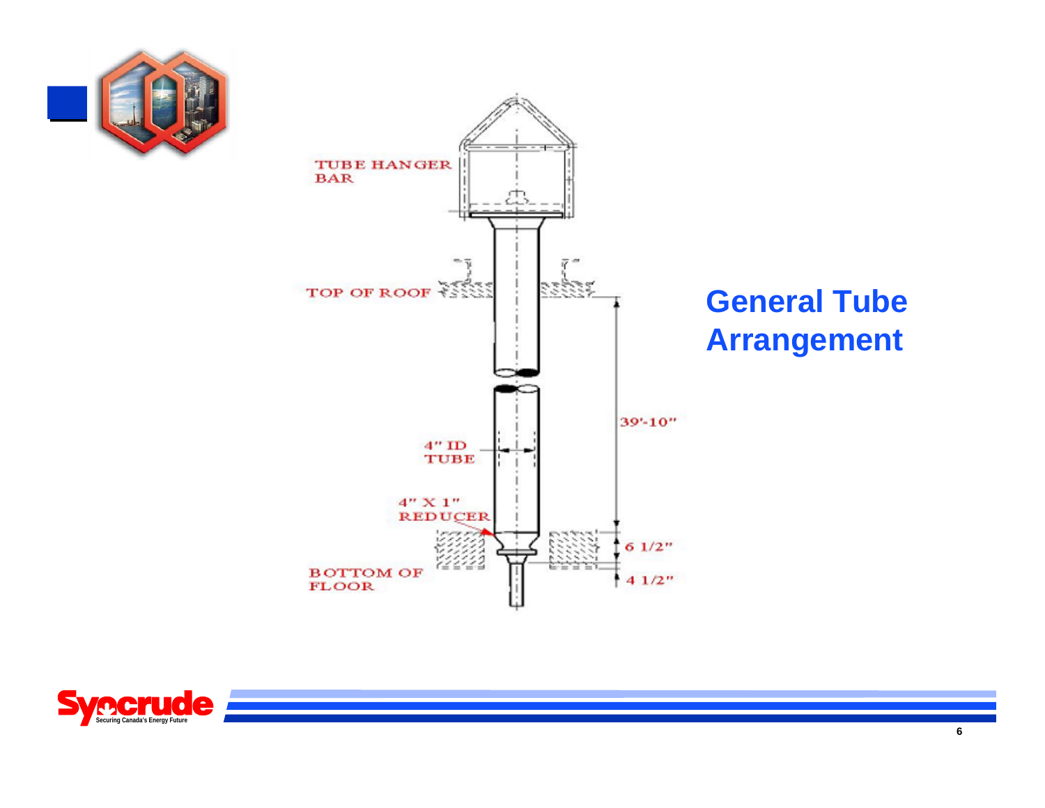## General Tube Arrangement

TUBE HANGER BAR

TOP OF ROOF

39'-10"

4" ID TUBE

4" X 1" REDUCER

6 1/2"

BOTTOM OF FLOOR

4 1/2"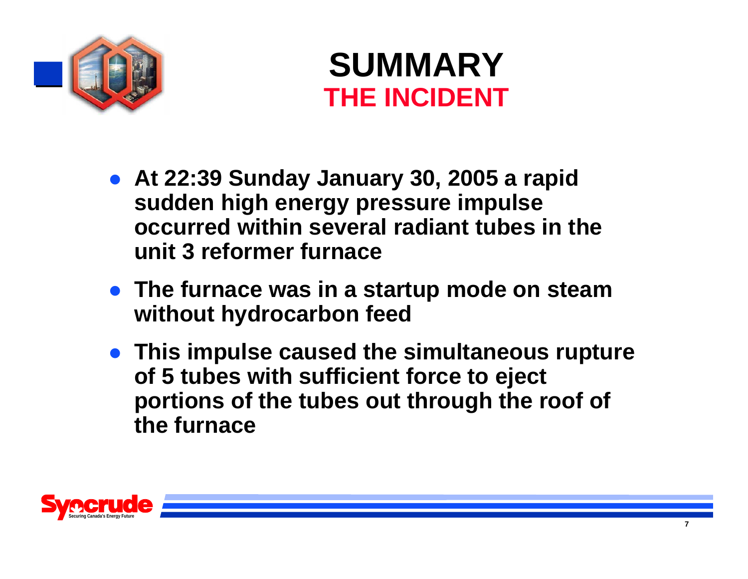# SUMMARY
## THE INCIDENT

- At 22:39 Sunday January 30, 2005 a rapid sudden high energy pressure impulse occurred within several radiant tubes in the unit 3 reformer furnace
- The furnace was in a startup mode on steam without hydrocarbon feed
- This impulse caused the simultaneous rupture of 5 tubes with sufficient force to eject portions of the tubes out through the roof of the furnace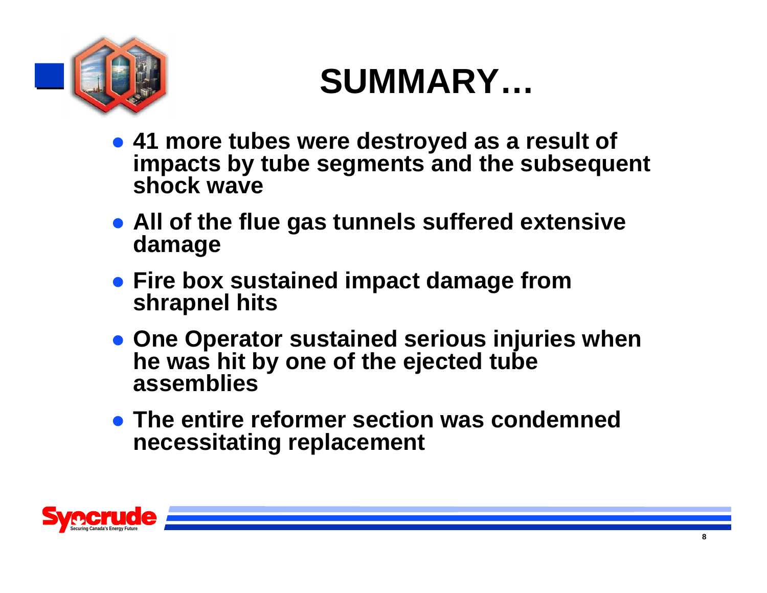# SUMMARY…

- 41 more tubes were destroyed as a result of impacts by tube segments and the subsequent shock wave
- All of the flue gas tunnels suffered extensive damage
- Fire box sustained impact damage from shrapnel hits
- One Operator sustained serious injuries when he was hit by one of the ejected tube assemblies
- The entire reformer section was condemned necessitating replacement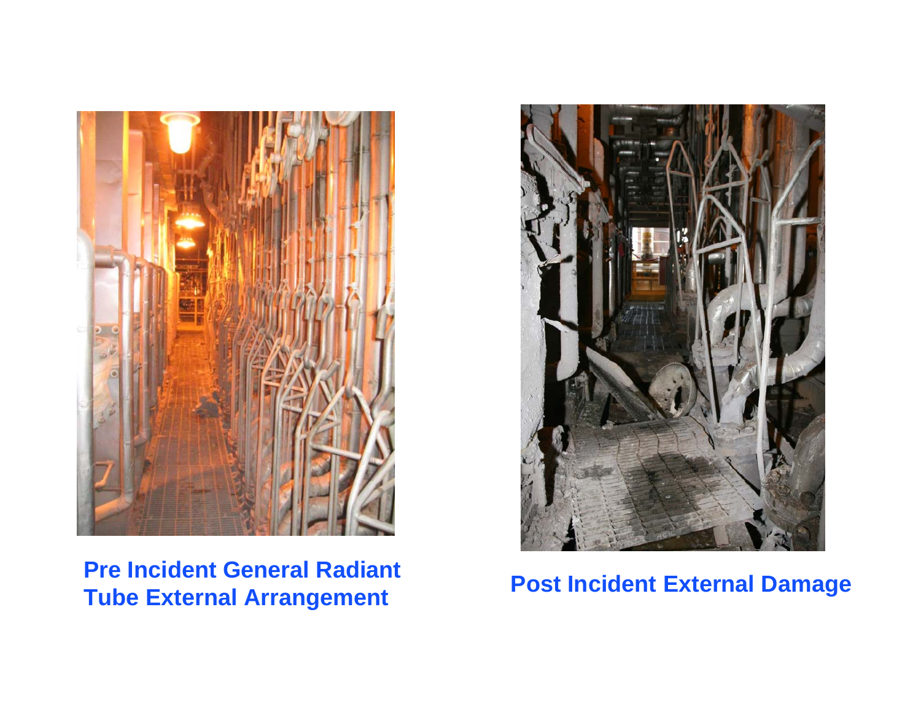Pre Incident General Radiant Tube External Arrangement

Post Incident External Damage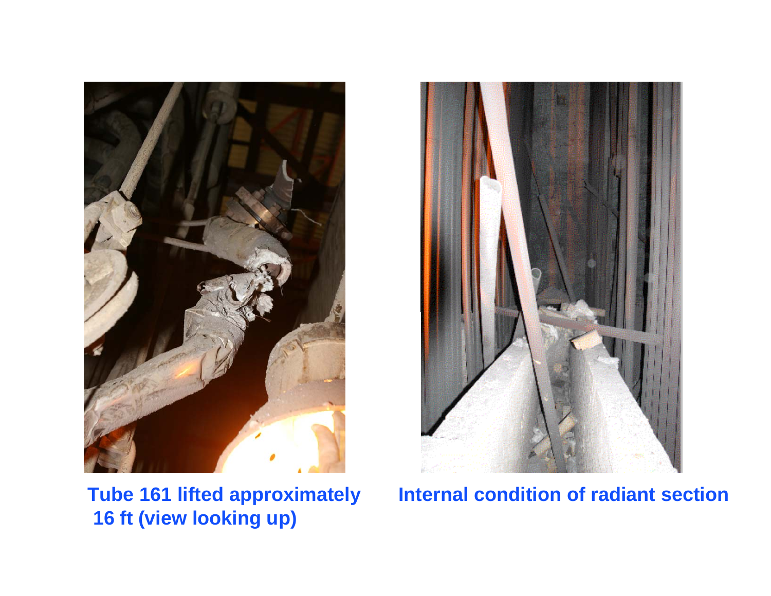Tube 161 lifted approximately 16 ft (view looking up)

Internal condition of radiant section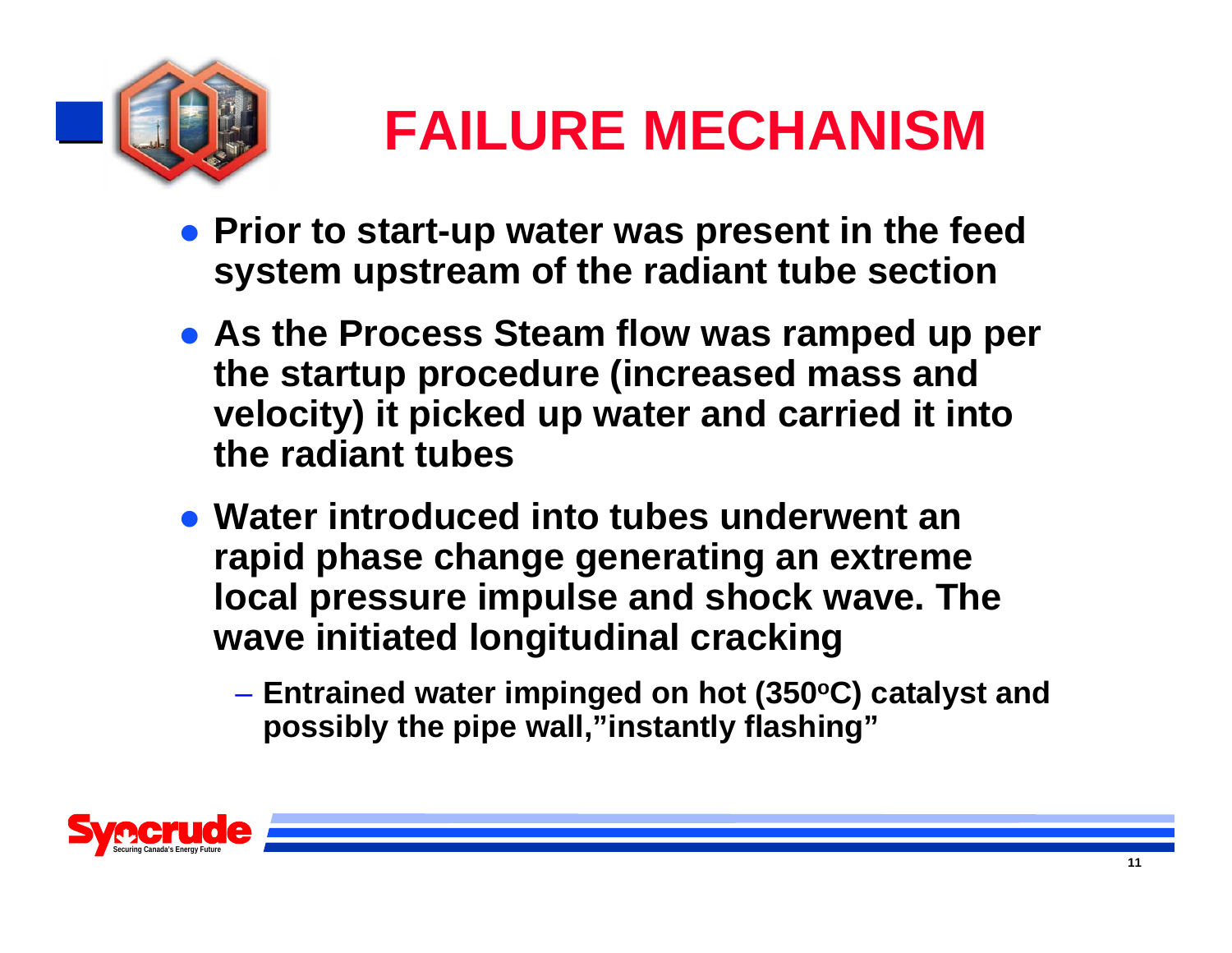# FAILURE MECHANISM

- **Prior to start-up water was present in the feed system upstream of the radiant tube section**
- **As the Process Steam flow was ramped up per the startup procedure (increased mass and velocity) it picked up water and carried it into the radiant tubes**
- **Water introduced into tubes underwent an rapid phase change generating an extreme local pressure impulse and shock wave. The wave initiated longitudinal cracking**
  - **Entrained water impinged on hot (350$^{o}$C) catalyst and possibly the pipe wall,"instantly flashing"**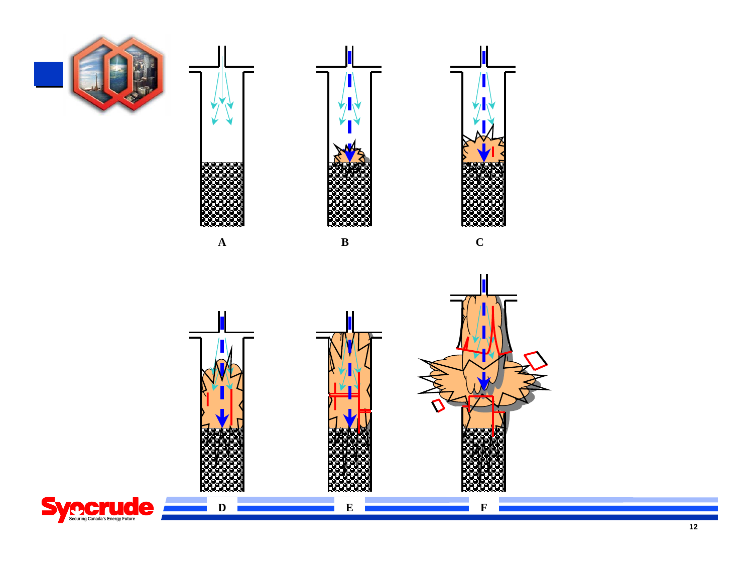A

B

C

D

E

F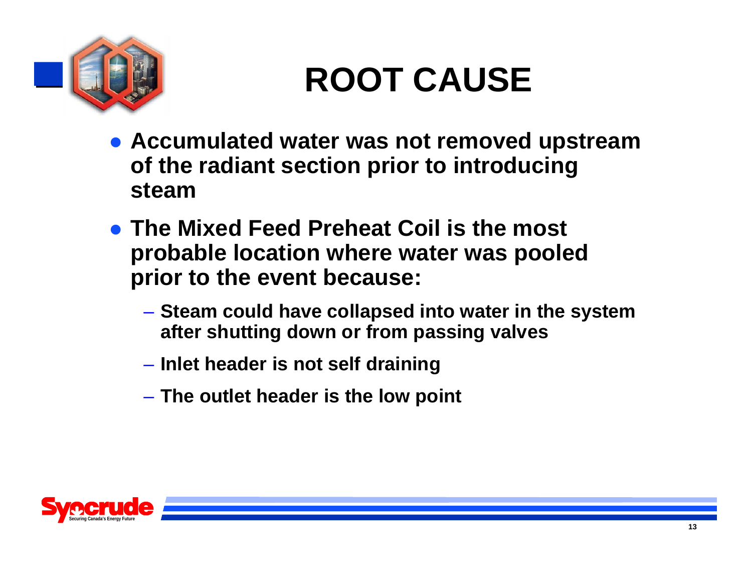# ROOT CAUSE

- Accumulated water was not removed upstream of the radiant section prior to introducing steam
- The Mixed Feed Preheat Coil is the most probable location where water was pooled prior to the event because:
  - Steam could have collapsed into water in the system after shutting down or from passing valves
  - Inlet header is not self draining
  - The outlet header is the low point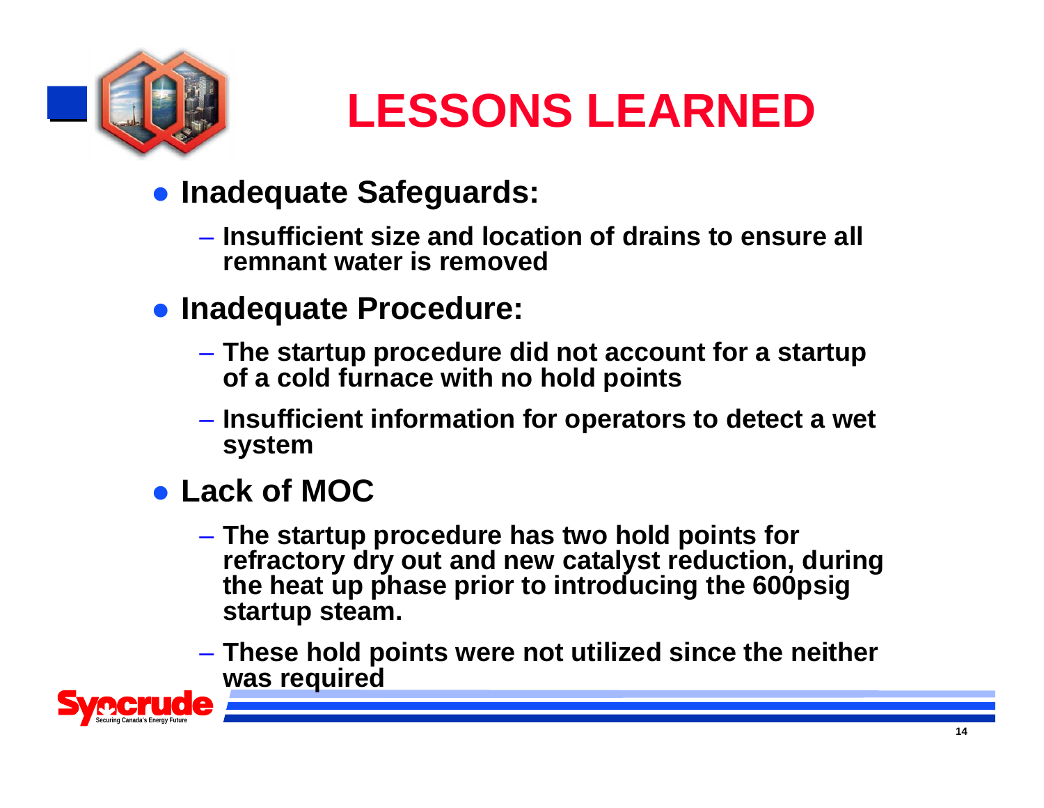# LESSONS LEARNED

- **Inadequate Safeguards:**
  - **Insufficient size and location of drains to ensure all remnant water is removed**
- **Inadequate Procedure:**
  - **The startup procedure did not account for a startup of a cold furnace with no hold points**
  - **Insufficient information for operators to detect a wet system**
- **Lack of MOC**
  - **The startup procedure has two hold points for refractory dry out and new catalyst reduction, during the heat up phase prior to introducing the 600psig startup steam.**
  - **These hold points were not utilized since the neither was required**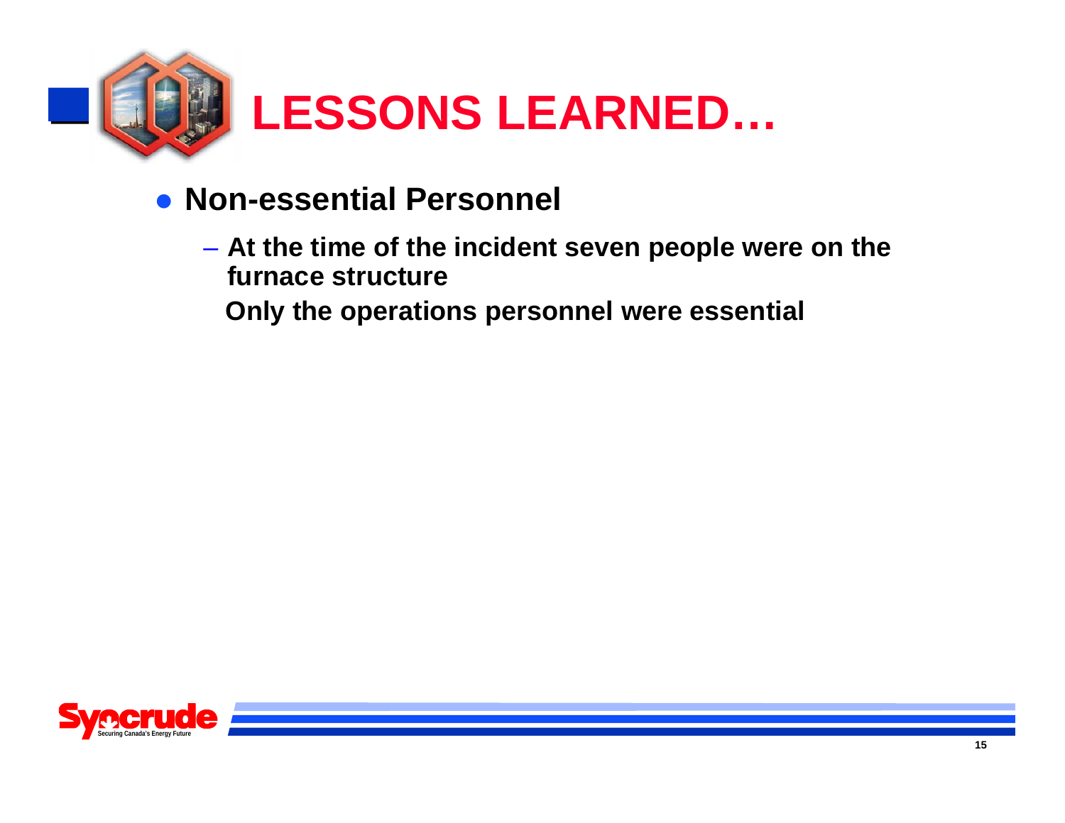# LESSONS LEARNED…

- **Non-essential Personnel**
  - **At the time of the incident seven people were on the furnace structure**

    **Only the operations personnel were essential**